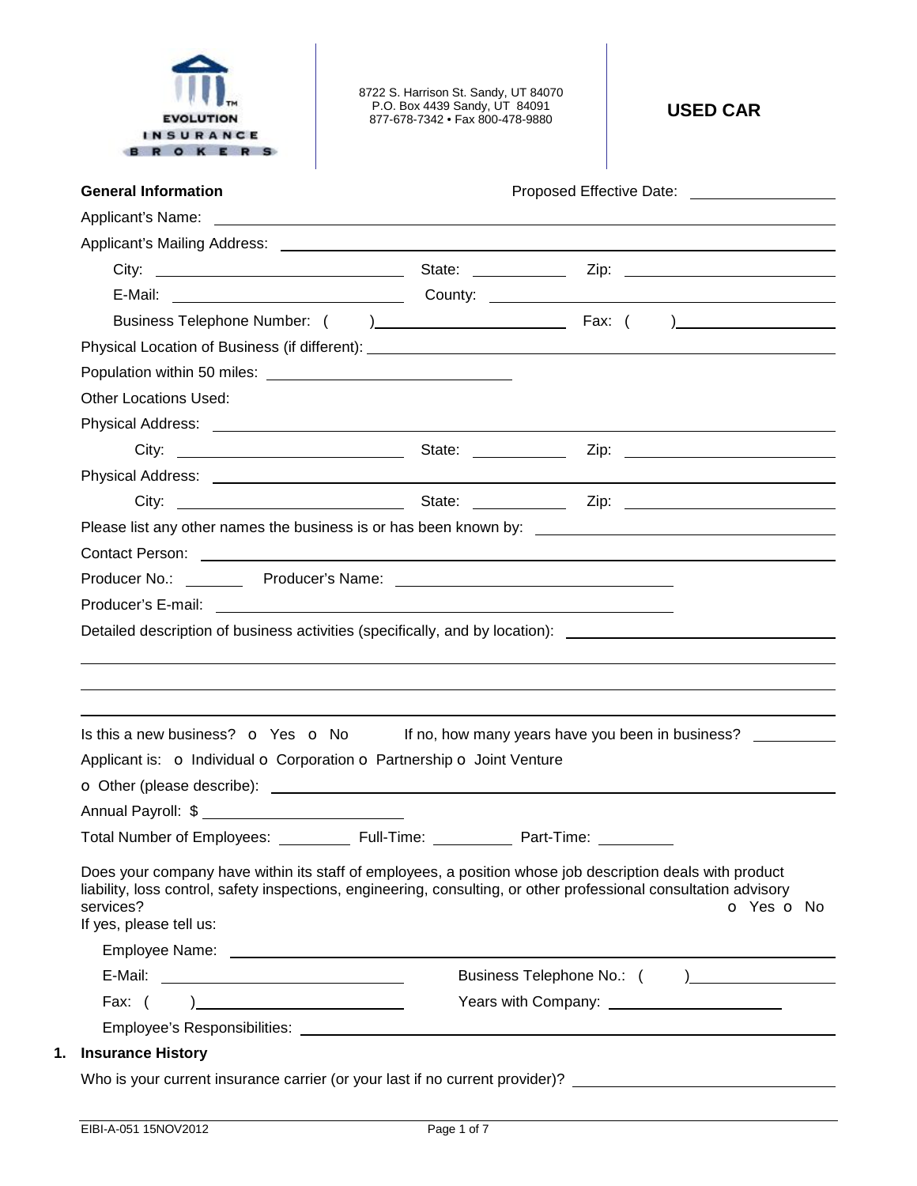EVOLUTION INSURANCE BROKERS

8722 S. Harrison St. Sandy, UT 84070
P.O. Box 4439 Sandy, UT 84091
877-678-7342 • Fax 800-478-9880

# USED CAR

**General Information** Proposed Effective Date: ________________

Applicant's Name: ____________________________________________

Applicant's Mailing Address: ____________________________________________

City: ____________________ State: __________ Zip: ____________________

E-Mail: ____________________ County: ____________________

Business Telephone Number: ( ) ____________________ Fax: ( ) ____________________

Physical Location of Business (if different): ____________________________________________

Population within 50 miles: ____________________

Other Locations Used:

Physical Address: ____________________________________________

City: ____________________ State: __________ Zip: ____________________

Physical Address: ____________________________________________

City: ____________________ State: __________ Zip: ____________________

Please list any other names the business is or has been known by: ____________________

Contact Person: ____________________________________________

Producer No.: ________ Producer's Name: ____________________

Producer's E-mail: ____________________

Detailed description of business activities (specifically, and by location): ____________________

____________________________________________

____________________________________________

____________________________________________

Is this a new business? o Yes o No If no, how many years have you been in business? __________

Applicant is: o Individual o Corporation o Partnership o Joint Venture

o Other (please describe): ____________________________________________

Annual Payroll: $ ____________________

Total Number of Employees: ________ Full-Time: ________ Part-Time: ________

Does your company have within its staff of employees, a position whose job description deals with product liability, loss control, safety inspections, engineering, consulting, or other professional consultation advisory services? o Yes o No

If yes, please tell us:

Employee Name: ____________________________________________

E-Mail: ____________________ Business Telephone No.: ( ) ____________________

Fax: ( ) ____________________ Years with Company: ____________________

Employee's Responsibilities: ____________________________________________

## 1. Insurance History

Who is your current insurance carrier (or your last if no current provider)? ____________________

EIBI-A-051 15NOV2012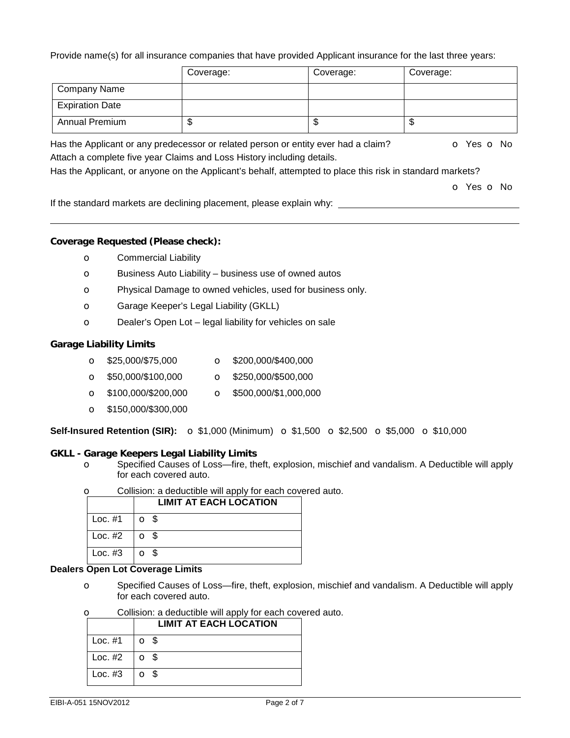Provide name(s) for all insurance companies that have provided Applicant insurance for the last three years:

| | Coverage: | Coverage: | Coverage: |
|---|---|---|---|
| Company Name | | | |
| Expiration Date | | | |
| Annual Premium | $ | $ | $ |

Has the Applicant or any predecessor or related person or entity ever had a claim? o Yes o No

Attach a complete five year Claims and Loss History including details.

Has the Applicant, or anyone on the Applicant's behalf, attempted to place this risk in standard markets?

o Yes o No

If the standard markets are declining placement, please explain why: ______________________

---

**Coverage Requested (Please check):**

- o Commercial Liability
- o Business Auto Liability – business use of owned autos
- o Physical Damage to owned vehicles, used for business only.
- o Garage Keeper's Legal Liability (GKLL)
- o Dealer's Open Lot – legal liability for vehicles on sale

**Garage Liability Limits**

- o $25,000/$75,000
- o $50,000/$100,000
- o $100,000/$200,000
- o $150,000/$300,000
- o $200,000/$400,000
- o $250,000/$500,000
- o $500,000/$1,000,000

**Self-Insured Retention (SIR):** o $1,000 (Minimum) o $1,500 o $2,500 o $5,000 o $10,000

**GKLL - Garage Keepers Legal Liability Limits**

- o Specified Causes of Loss—fire, theft, explosion, mischief and vandalism. A Deductible will apply for each covered auto.
- o Collision: a deductible will apply for each covered auto.

| | LIMIT AT EACH LOCATION |
|---|---|
| Loc. #1 | o $ |
| Loc. #2 | o $ |
| Loc. #3 | o $ |

**Dealers Open Lot Coverage Limits**

- o Specified Causes of Loss—fire, theft, explosion, mischief and vandalism. A Deductible will apply for each covered auto.
- o Collision: a deductible will apply for each covered auto.

| | LIMIT AT EACH LOCATION |
|---|---|
| Loc. #1 | o $ |
| Loc. #2 | o $ |
| Loc. #3 | o $ |

EIBI-A-051 15NOV2012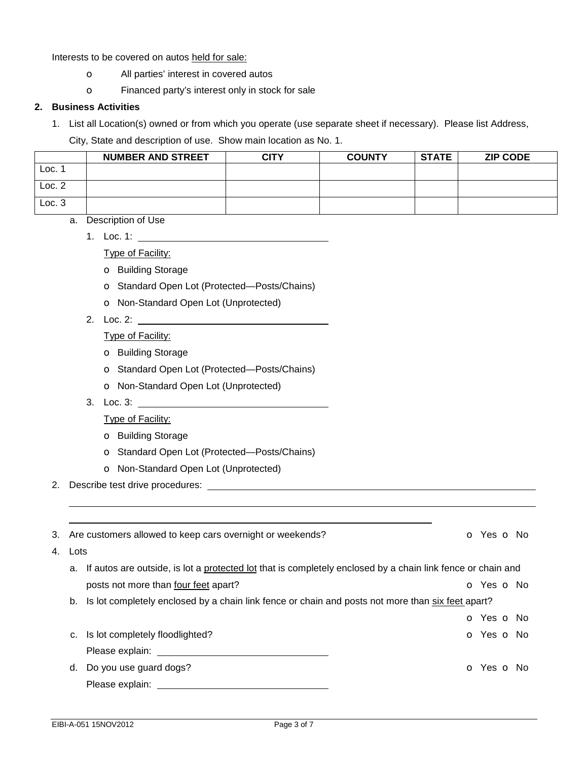Interests to be covered on autos <u>held for sale:</u>

- o All parties' interest in covered autos
- o Financed party's interest only in stock for sale

## 2. Business Activities

1. List all Location(s) owned or from which you operate (use separate sheet if necessary). Please list Address, City, State and description of use. Show main location as No. 1.

| | NUMBER AND STREET | CITY | COUNTY | STATE | ZIP CODE |
|---|---|---|---|---|---|
| Loc. 1 | | | | | |
| Loc. 2 | | | | | |
| Loc. 3 | | | | | |

   a. Description of Use

      1. Loc. 1: ______________________________

         <u>Type of Facility:</u>

         - o Building Storage
         - o Standard Open Lot (Protected—Posts/Chains)
         - o Non-Standard Open Lot (Unprotected)

      2. Loc. 2: ______________________________

         <u>Type of Facility:</u>

         - o Building Storage
         - o Standard Open Lot (Protected—Posts/Chains)
         - o Non-Standard Open Lot (Unprotected)

      3. Loc. 3: ______________________________

         <u>Type of Facility:</u>

         - o Building Storage
         - o Standard Open Lot (Protected—Posts/Chains)
         - o Non-Standard Open Lot (Unprotected)

2. Describe test drive procedures: ______________________________________________________________

   ______________________________________________________________

   ______________________________________________________________

3. Are customers allowed to keep cars overnight or weekends? o Yes o No

4. Lots

   a. If autos are outside, is lot a <u>protected lot</u> that is completely enclosed by a chain link fence or chain and posts not more than <u>four feet</u> apart? o Yes o No

   b. Is lot completely enclosed by a chain link fence or chain and posts not more than <u>six feet</u> apart? o Yes o No

   c. Is lot completely floodlighted? o Yes o No

      Please explain: ______________________________

   d. Do you use guard dogs? o Yes o No

      Please explain: ______________________________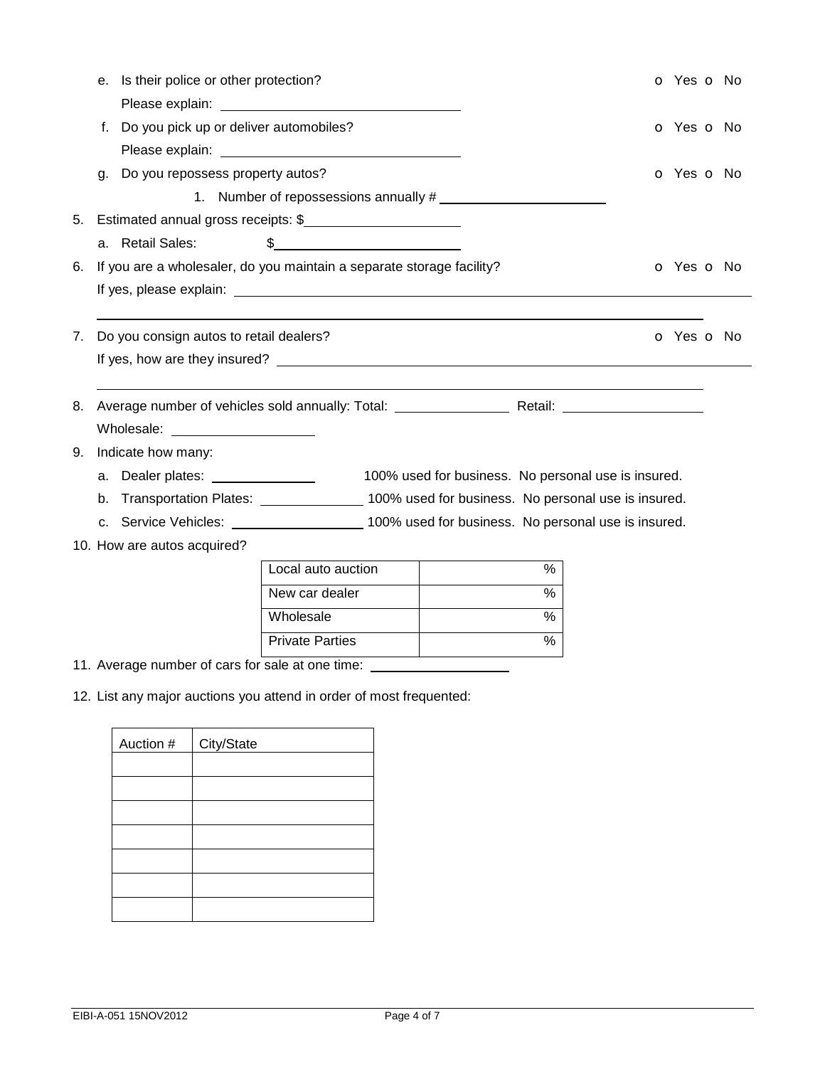e. Is their police or other protection? o Yes o No

   Please explain: ______________________________

f. Do you pick up or deliver automobiles? o Yes o No

   Please explain: ______________________________

g. Do you repossess property autos? o Yes o No

   1. Number of repossessions annually # ____________________

5. Estimated annual gross receipts: $____________________

   a. Retail Sales: $________________________

6. If you are a wholesaler, do you maintain a separate storage facility? o Yes o No

   If yes, please explain: ______________________________________________________________________

   ______________________________________________________________________________

7. Do you consign autos to retail dealers? o Yes o No

   If yes, how are they insured? ______________________________________________________________

   ______________________________________________________________________________

8. Average number of vehicles sold annually: Total: ______________ Retail: ________________

   Wholesale: __________________

9. Indicate how many:

   a. Dealer plates: ______________ 100% used for business. No personal use is insured.
   b. Transportation Plates: ______________ 100% used for business. No personal use is insured.
   c. Service Vehicles: ________________ 100% used for business. No personal use is insured.

10. How are autos acquired?

| | |
|---|---|
| Local auto auction | % |
| New car dealer | % |
| Wholesale | % |
| Private Parties | % |

11. Average number of cars for sale at one time: __________________

12. List any major auctions you attend in order of most frequented:

| Auction # | City/State |
|---|---|
| | |
| | |
| | |
| | |
| | |
| | |
| | |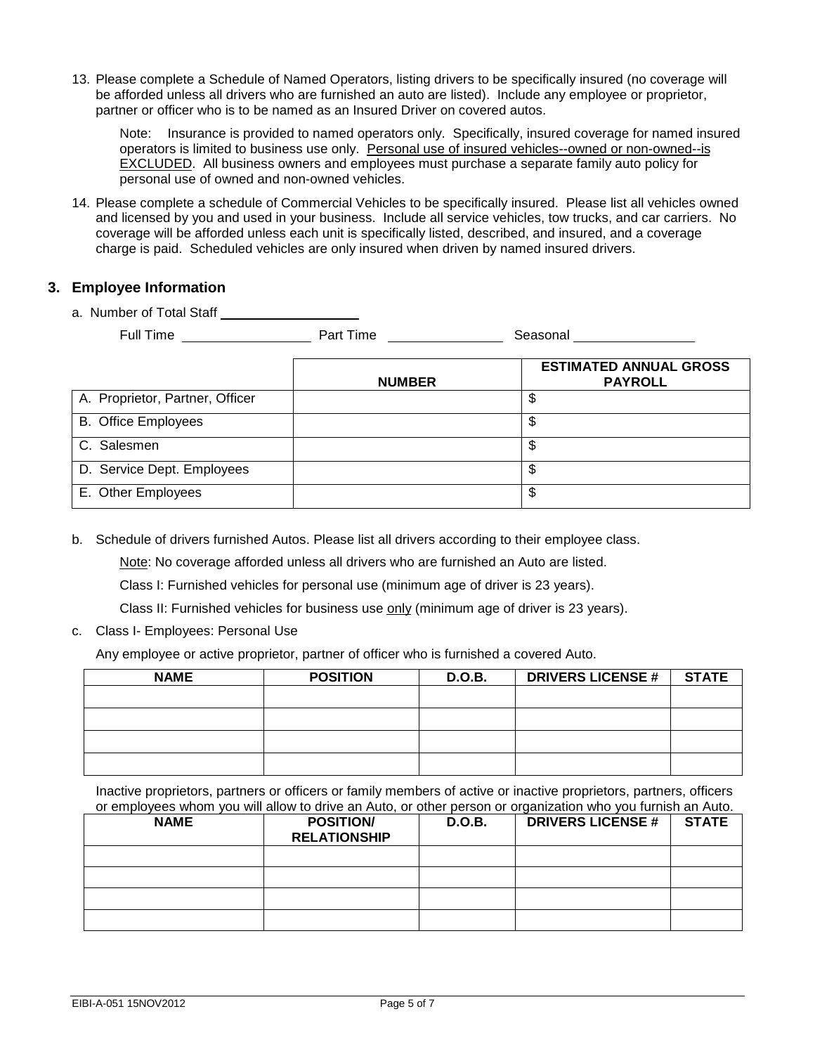13. Please complete a Schedule of Named Operators, listing drivers to be specifically insured (no coverage will be afforded unless all drivers who are furnished an auto are listed). Include any employee or proprietor, partner or officer who is to be named as an Insured Driver on covered autos.

    Note: Insurance is provided to named operators only. Specifically, insured coverage for named insured operators is limited to business use only. Personal use of insured vehicles--owned or non-owned--is EXCLUDED. All business owners and employees must purchase a separate family auto policy for personal use of owned and non-owned vehicles.

14. Please complete a schedule of Commercial Vehicles to be specifically insured. Please list all vehicles owned and licensed by you and used in your business. Include all service vehicles, tow trucks, and car carriers. No coverage will be afforded unless each unit is specifically listed, described, and insured, and a coverage charge is paid. Scheduled vehicles are only insured when driven by named insured drivers.

## 3. Employee Information

a. Number of Total Staff ____________________

Full Time __________________ Part Time ________________ Seasonal _________________

| | NUMBER | ESTIMATED ANNUAL GROSS PAYROLL |
|---|---|---|
| A. Proprietor, Partner, Officer | | $ |
| B. Office Employees | | $ |
| C. Salesmen | | $ |
| D. Service Dept. Employees | | $ |
| E. Other Employees | | $ |

b. Schedule of drivers furnished Autos. Please list all drivers according to their employee class.

   Note: No coverage afforded unless all drivers who are furnished an Auto are listed.

   Class I: Furnished vehicles for personal use (minimum age of driver is 23 years).

   Class II: Furnished vehicles for business use only (minimum age of driver is 23 years).

c. Class I- Employees: Personal Use

   Any employee or active proprietor, partner of officer who is furnished a covered Auto.

| NAME | POSITION | D.O.B. | DRIVERS LICENSE # | STATE |
|---|---|---|---|---|
| | | | | |
| | | | | |
| | | | | |
| | | | | |

Inactive proprietors, partners or officers or family members of active or inactive proprietors, partners, officers or employees whom you will allow to drive an Auto, or other person or organization who you furnish an Auto.

| NAME | POSITION/ RELATIONSHIP | D.O.B. | DRIVERS LICENSE # | STATE |
|---|---|---|---|---|
| | | | | |
| | | | | |
| | | | | |
| | | | | |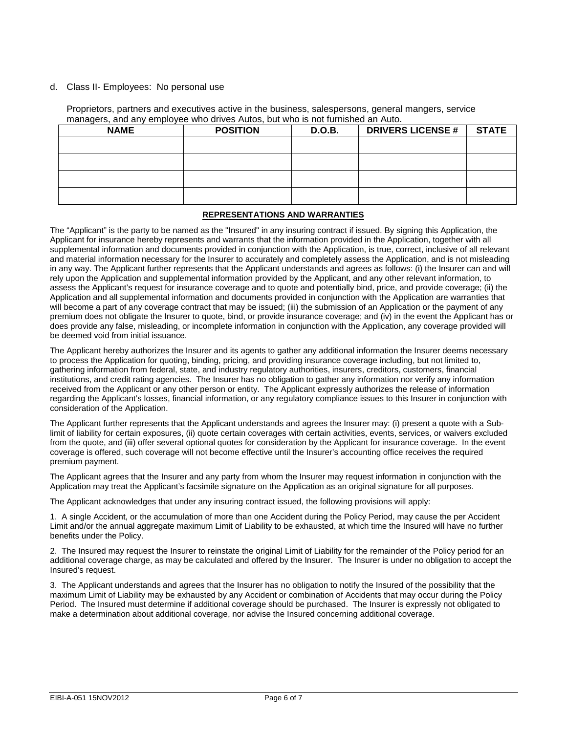d. Class II- Employees: No personal use

Proprietors, partners and executives active in the business, salespersons, general mangers, service managers, and any employee who drives Autos, but who is not furnished an Auto.

| NAME | POSITION | D.O.B. | DRIVERS LICENSE # | STATE |
|---|---|---|---|---|
| | | | | |
| | | | | |
| | | | | |
| | | | | |

**REPRESENTATIONS AND WARRANTIES**

The "Applicant" is the party to be named as the "Insured" in any insuring contract if issued. By signing this Application, the Applicant for insurance hereby represents and warrants that the information provided in the Application, together with all supplemental information and documents provided in conjunction with the Application, is true, correct, inclusive of all relevant and material information necessary for the Insurer to accurately and completely assess the Application, and is not misleading in any way. The Applicant further represents that the Applicant understands and agrees as follows: (i) the Insurer can and will rely upon the Application and supplemental information provided by the Applicant, and any other relevant information, to assess the Applicant's request for insurance coverage and to quote and potentially bind, price, and provide coverage; (ii) the Application and all supplemental information and documents provided in conjunction with the Application are warranties that will become a part of any coverage contract that may be issued; (iii) the submission of an Application or the payment of any premium does not obligate the Insurer to quote, bind, or provide insurance coverage; and (iv) in the event the Applicant has or does provide any false, misleading, or incomplete information in conjunction with the Application, any coverage provided will be deemed void from initial issuance.

The Applicant hereby authorizes the Insurer and its agents to gather any additional information the Insurer deems necessary to process the Application for quoting, binding, pricing, and providing insurance coverage including, but not limited to, gathering information from federal, state, and industry regulatory authorities, insurers, creditors, customers, financial institutions, and credit rating agencies. The Insurer has no obligation to gather any information nor verify any information received from the Applicant or any other person or entity. The Applicant expressly authorizes the release of information regarding the Applicant's losses, financial information, or any regulatory compliance issues to this Insurer in conjunction with consideration of the Application.

The Applicant further represents that the Applicant understands and agrees the Insurer may: (i) present a quote with a Sub-limit of liability for certain exposures, (ii) quote certain coverages with certain activities, events, services, or waivers excluded from the quote, and (iii) offer several optional quotes for consideration by the Applicant for insurance coverage. In the event coverage is offered, such coverage will not become effective until the Insurer's accounting office receives the required premium payment.

The Applicant agrees that the Insurer and any party from whom the Insurer may request information in conjunction with the Application may treat the Applicant's facsimile signature on the Application as an original signature for all purposes.

The Applicant acknowledges that under any insuring contract issued, the following provisions will apply:

1. A single Accident, or the accumulation of more than one Accident during the Policy Period, may cause the per Accident Limit and/or the annual aggregate maximum Limit of Liability to be exhausted, at which time the Insured will have no further benefits under the Policy.

2. The Insured may request the Insurer to reinstate the original Limit of Liability for the remainder of the Policy period for an additional coverage charge, as may be calculated and offered by the Insurer. The Insurer is under no obligation to accept the Insured's request.

3. The Applicant understands and agrees that the Insurer has no obligation to notify the Insured of the possibility that the maximum Limit of Liability may be exhausted by any Accident or combination of Accidents that may occur during the Policy Period. The Insured must determine if additional coverage should be purchased. The Insurer is expressly not obligated to make a determination about additional coverage, nor advise the Insured concerning additional coverage.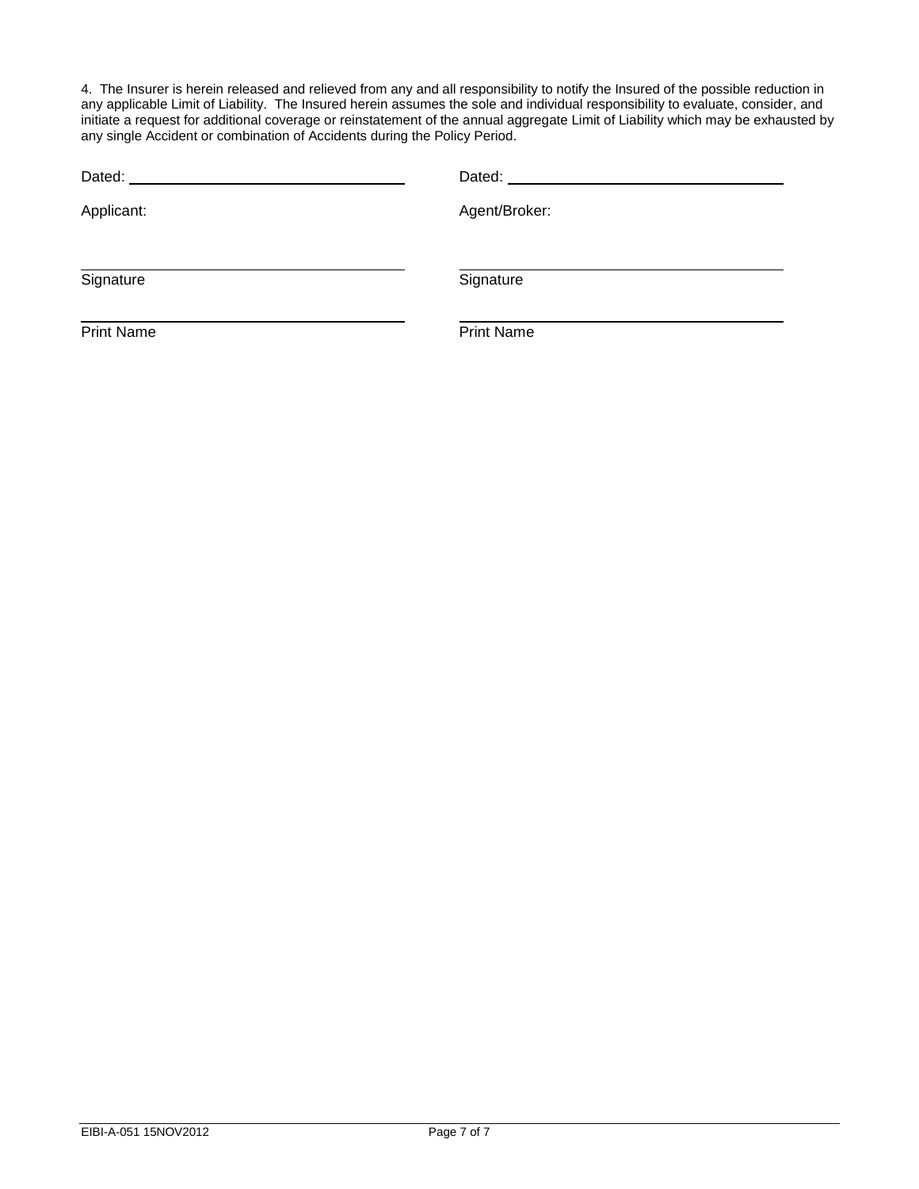4. The Insurer is herein released and relieved from any and all responsibility to notify the Insured of the possible reduction in any applicable Limit of Liability. The Insured herein assumes the sole and individual responsibility to evaluate, consider, and initiate a request for additional coverage or reinstatement of the annual aggregate Limit of Liability which may be exhausted by any single Accident or combination of Accidents during the Policy Period.

| | |
|---|---|
| Dated: ______________________ | Dated: ______________________ |
| Applicant: | Agent/Broker: |
| ______________________ | ______________________ |
| Signature | Signature |
| ______________________ | ______________________ |
| Print Name | Print Name |

EIBI-A-051 15NOV2012